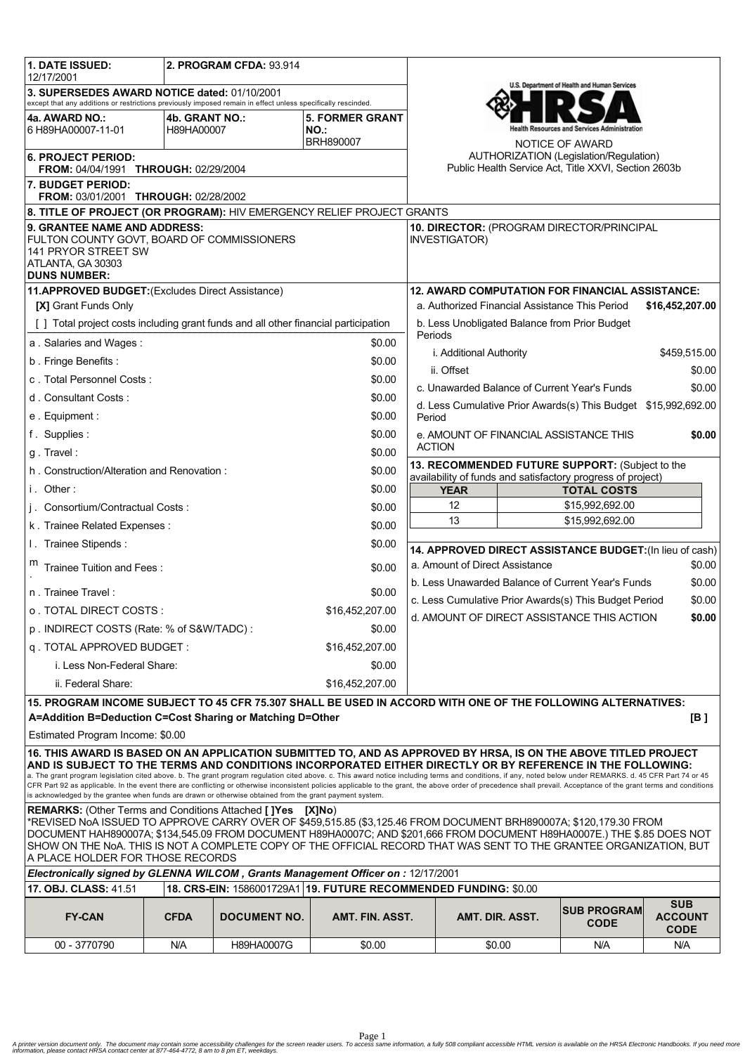**1. DATE ISSUED:** 12/17/2001

**2. PROGRAM CFDA:** 93.914

**3. SUPERSEDES AWARD NOTICE dated:** 01/10/2001
except that any additions or restrictions previously imposed remain in effect unless specifically rescinded.

**4a. AWARD NO.:** 6 H89HA00007-11-01

**4b. GRANT NO.:** H89HA00007

**5. FORMER GRANT NO.:** BRH890007

U.S. Department of Health and Human Services
HRSA
Health Resources and Services Administration

NOTICE OF AWARD
AUTHORIZATION (Legislation/Regulation)
Public Health Service Act, Title XXVI, Section 2603b

**6. PROJECT PERIOD:**
**FROM:** 04/04/1991 **THROUGH:** 02/29/2004

**7. BUDGET PERIOD:**
**FROM:** 03/01/2001 **THROUGH:** 02/28/2002

**8. TITLE OF PROJECT (OR PROGRAM):** HIV EMERGENCY RELIEF PROJECT GRANTS

**9. GRANTEE NAME AND ADDRESS:**
FULTON COUNTY GOVT, BOARD OF COMMISSIONERS
141 PRYOR STREET SW
ATLANTA, GA 30303
**DUNS NUMBER:**

**10. DIRECTOR:** (PROGRAM DIRECTOR/PRINCIPAL INVESTIGATOR)

**11.APPROVED BUDGET:**(Excludes Direct Assistance)

**[X]** Grant Funds Only

[ ] Total project costs including grant funds and all other financial participation

| Item | Amount |
|---|---|
| a . Salaries and Wages : | $0.00 |
| b . Fringe Benefits : | $0.00 |
| c . Total Personnel Costs : | $0.00 |
| d . Consultant Costs : | $0.00 |
| e . Equipment : | $0.00 |
| f . Supplies : | $0.00 |
| g . Travel : | $0.00 |
| h . Construction/Alteration and Renovation : | $0.00 |
| i . Other : | $0.00 |
| j . Consortium/Contractual Costs : | $0.00 |
| k . Trainee Related Expenses : | $0.00 |
| l . Trainee Stipends : | $0.00 |
| m . Trainee Tuition and Fees : | $0.00 |
| n . Trainee Travel : | $0.00 |
| o . TOTAL DIRECT COSTS : | $16,452,207.00 |
| p . INDIRECT COSTS (Rate: % of S&W/TADC) : | $0.00 |
| q . TOTAL APPROVED BUDGET : | $16,452,207.00 |
| i. Less Non-Federal Share: | $0.00 |
| ii. Federal Share: | $16,452,207.00 |

**12. AWARD COMPUTATION FOR FINANCIAL ASSISTANCE:**

| Item | Amount |
|---|---|
| a. Authorized Financial Assistance This Period | **$16,452,207.00** |
| b. Less Unobligated Balance from Prior Budget Periods | |
| i. Additional Authority | $459,515.00 |
| ii. Offset | $0.00 |
| c. Unawarded Balance of Current Year's Funds | $0.00 |
| d. Less Cumulative Prior Awards(s) This Budget Period | $15,992,692.00 |
| e. AMOUNT OF FINANCIAL ASSISTANCE THIS ACTION | **$0.00** |

**13. RECOMMENDED FUTURE SUPPORT:** (Subject to the availability of funds and satisfactory progress of project)

| YEAR | TOTAL COSTS |
|---|---|
| 12 | $15,992,692.00 |
| 13 | $15,992,692.00 |

**14. APPROVED DIRECT ASSISTANCE BUDGET:**(In lieu of cash)

| Item | Amount |
|---|---|
| a. Amount of Direct Assistance | $0.00 |
| b. Less Unawarded Balance of Current Year's Funds | $0.00 |
| c. Less Cumulative Prior Awards(s) This Budget Period | $0.00 |
| d. AMOUNT OF DIRECT ASSISTANCE THIS ACTION | **$0.00** |

**15. PROGRAM INCOME SUBJECT TO 45 CFR 75.307 SHALL BE USED IN ACCORD WITH ONE OF THE FOLLOWING ALTERNATIVES:**
**A=Addition B=Deduction C=Cost Sharing or Matching D=Other** **[B ]**

Estimated Program Income: $0.00

**16. THIS AWARD IS BASED ON AN APPLICATION SUBMITTED TO, AND AS APPROVED BY HRSA, IS ON THE ABOVE TITLED PROJECT AND IS SUBJECT TO THE TERMS AND CONDITIONS INCORPORATED EITHER DIRECTLY OR BY REFERENCE IN THE FOLLOWING:**
a. The grant program legislation cited above. b. The grant program regulation cited above. c. This award notice including terms and conditions, if any, noted below under REMARKS. d. 45 CFR Part 74 or 45 CFR Part 92 as applicable. In the event there are conflicting or otherwise inconsistent policies applicable to the grant, the above order of precedence shall prevail. Acceptance of the grant terms and conditions is acknowledged by the grantee when funds are drawn or otherwise obtained from the grant payment system.

**REMARKS:** (Other Terms and Conditions Attached **[ ]Yes [X]No**)
*REVISED NoA ISSUED TO APPROVE CARRY OVER OF $459,515.85 ($3,125.46 FROM DOCUMENT BRH890007A; $120,179.30 FROM DOCUMENT HAH890007A; $134,545.09 FROM DOCUMENT H89HA0007C; AND $201,666 FROM DOCUMENT H89HA0007E.) THE $.85 DOES NOT SHOW ON THE NoA. THIS IS NOT A COMPLETE COPY OF THE OFFICIAL RECORD THAT WAS SENT TO THE GRANTEE ORGANIZATION, BUT A PLACE HOLDER FOR THOSE RECORDS

***Electronically signed by GLENNA WILCOM , Grants Management Officer on :*** 12/17/2001

**17. OBJ. CLASS:** 41.51 | **18. CRS-EIN:** 1586001729A1 | **19. FUTURE RECOMMENDED FUNDING:** $0.00

| FY-CAN | CFDA | DOCUMENT NO. | AMT. FIN. ASST. | AMT. DIR. ASST. | SUB PROGRAM CODE | SUB ACCOUNT CODE |
|---|---|---|---|---|---|---|
| 00 - 3770790 | N/A | H89HA0007G | $0.00 | $0.00 | N/A | N/A |

*A printer version document only. The document may contain some accessibility challenges for the screen reader users. To access same information, a fully 508 compliant accessible HTML version is available on the HRSA Electronic Handbooks. If you need more information, please contact HRSA contact center at 877-464-4772, 8 am to 8 pm ET, weekdays.*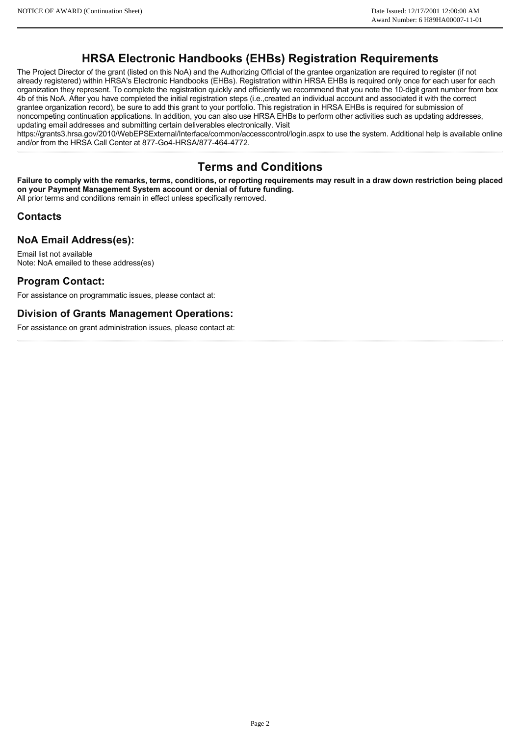## HRSA Electronic Handbooks (EHBs) Registration Requirements

The Project Director of the grant (listed on this NoA) and the Authorizing Official of the grantee organization are required to register (if not already registered) within HRSA's Electronic Handbooks (EHBs). Registration within HRSA EHBs is required only once for each user for each organization they represent. To complete the registration quickly and efficiently we recommend that you note the 10-digit grant number from box 4b of this NoA. After you have completed the initial registration steps (i.e.,created an individual account and associated it with the correct grantee organization record), be sure to add this grant to your portfolio. This registration in HRSA EHBs is required for submission of noncompeting continuation applications. In addition, you can also use HRSA EHBs to perform other activities such as updating addresses, updating email addresses and submitting certain deliverables electronically. Visit https://grants3.hrsa.gov/2010/WebEPSExternal/Interface/common/accesscontrol/login.aspx to use the system. Additional help is available online and/or from the HRSA Call Center at 877-Go4-HRSA/877-464-4772.

## Terms and Conditions

**Failure to comply with the remarks, terms, conditions, or reporting requirements may result in a draw down restriction being placed on your Payment Management System account or denial of future funding.**
All prior terms and conditions remain in effect unless specifically removed.

### Contacts

### NoA Email Address(es):

Email list not available
Note: NoA emailed to these address(es)

### Program Contact:

For assistance on programmatic issues, please contact at:

### Division of Grants Management Operations:

For assistance on grant administration issues, please contact at: